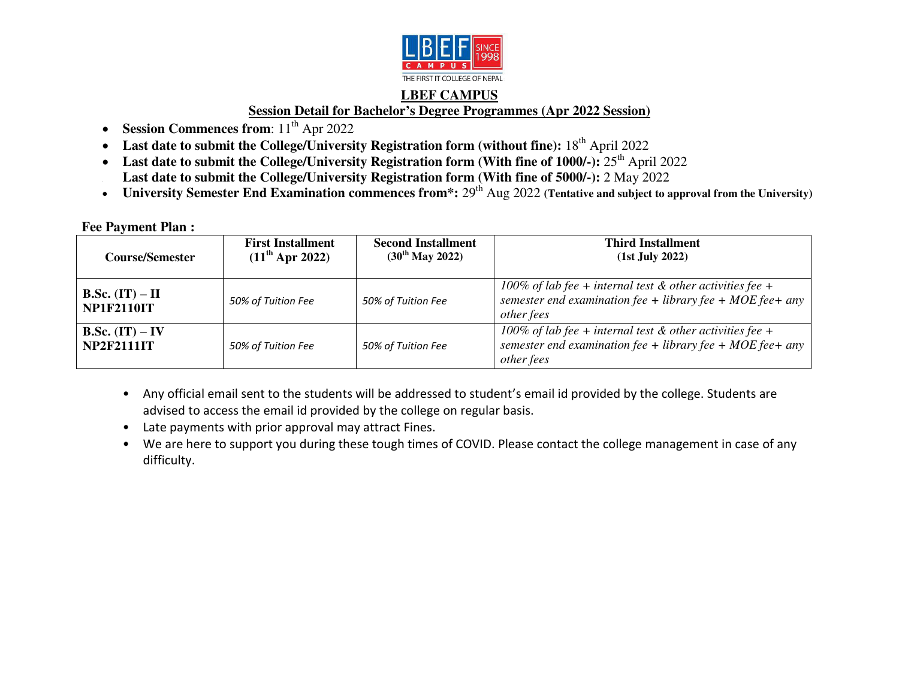# LBEF CAMPUS

## Session Detail for Bachelor's Degree Programmes (Apr 2022 Session)

- **Session Commences from**: 11th Apr 2022
- **Last date to submit the College/University Registration form (without fine):** 18th April 2022
- **Last date to submit the College/University Registration form (With fine of 1000/-):** 25th April 2022
- **Last date to submit the College/University Registration form (With fine of 5000/-):** 2 May 2022
- **University Semester End Examination commences from*:** 29th Aug 2022 **(Tentative and subject to approval from the University)**

**Fee Payment Plan :**

| Course/Semester | First Installment (11th Apr 2022) | Second Installment (30th May 2022) | Third Installment (1st July 2022) |
|---|---|---|---|
| **B.Sc. (IT) – II NP1F2110IT** | *50% of Tuition Fee* | *50% of Tuition Fee* | *100% of lab fee + internal test & other activities fee + semester end examination fee + library fee + MOE fee+ any other fees* |
| **B.Sc. (IT) – IV NP2F2111IT** | *50% of Tuition Fee* | *50% of Tuition Fee* | *100% of lab fee + internal test & other activities fee + semester end examination fee + library fee + MOE fee+ any other fees* |

- Any official email sent to the students will be addressed to student's email id provided by the college. Students are advised to access the email id provided by the college on regular basis.
- Late payments with prior approval may attract Fines.
- We are here to support you during these tough times of COVID. Please contact the college management in case of any difficulty.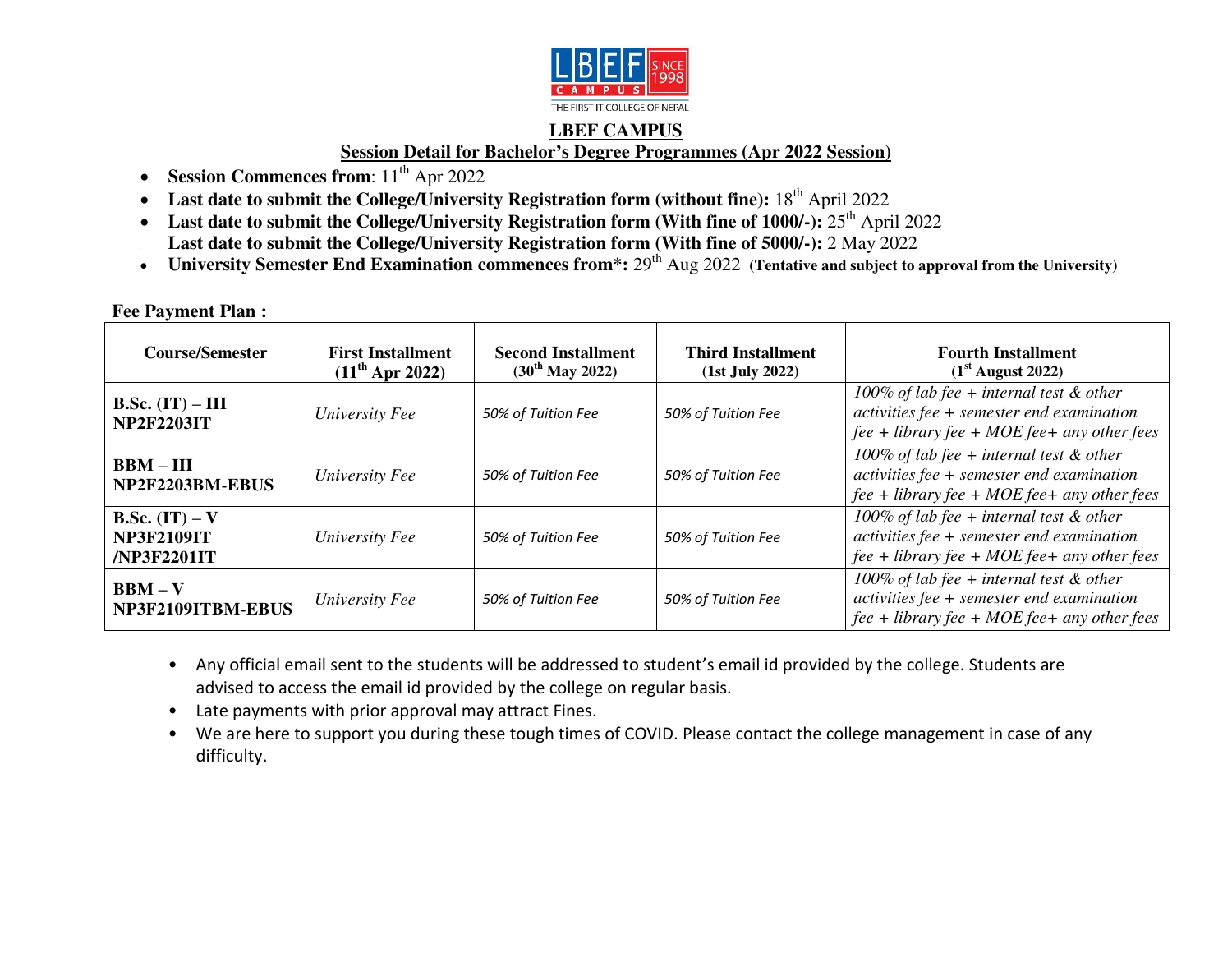# LBEF CAMPUS

## Session Detail for Bachelor's Degree Programmes (Apr 2022 Session)

- **Session Commences from**: 11th Apr 2022
- **Last date to submit the College/University Registration form (without fine):** 18th April 2022
- **Last date to submit the College/University Registration form (With fine of 1000/-):** 25th April 2022
- **Last date to submit the College/University Registration form (With fine of 5000/-):** 2 May 2022
- **University Semester End Examination commences from\*:** 29th Aug 2022 **(Tentative and subject to approval from the University)**

**Fee Payment Plan :**

| Course/Semester | First Installment (11th Apr 2022) | Second Installment (30th May 2022) | Third Installment (1st July 2022) | Fourth Installment (1st August 2022) |
|---|---|---|---|---|
| **B.Sc. (IT) – III NP2F2203IT** | *University Fee* | *50% of Tuition Fee* | *50% of Tuition Fee* | *100% of lab fee + internal test & other activities fee + semester end examination fee + library fee + MOE fee+ any other fees* |
| **BBM – III NP2F2203BM-EBUS** | *University Fee* | *50% of Tuition Fee* | *50% of Tuition Fee* | *100% of lab fee + internal test & other activities fee + semester end examination fee + library fee + MOE fee+ any other fees* |
| **B.Sc. (IT) – V NP3F2109IT /NP3F2201IT** | *University Fee* | *50% of Tuition Fee* | *50% of Tuition Fee* | *100% of lab fee + internal test & other activities fee + semester end examination fee + library fee + MOE fee+ any other fees* |
| **BBM – V NP3F2109ITBM-EBUS** | *University Fee* | *50% of Tuition Fee* | *50% of Tuition Fee* | *100% of lab fee + internal test & other activities fee + semester end examination fee + library fee + MOE fee+ any other fees* |

- Any official email sent to the students will be addressed to student's email id provided by the college. Students are advised to access the email id provided by the college on regular basis.
- Late payments with prior approval may attract Fines.
- We are here to support you during these tough times of COVID. Please contact the college management in case of any difficulty.